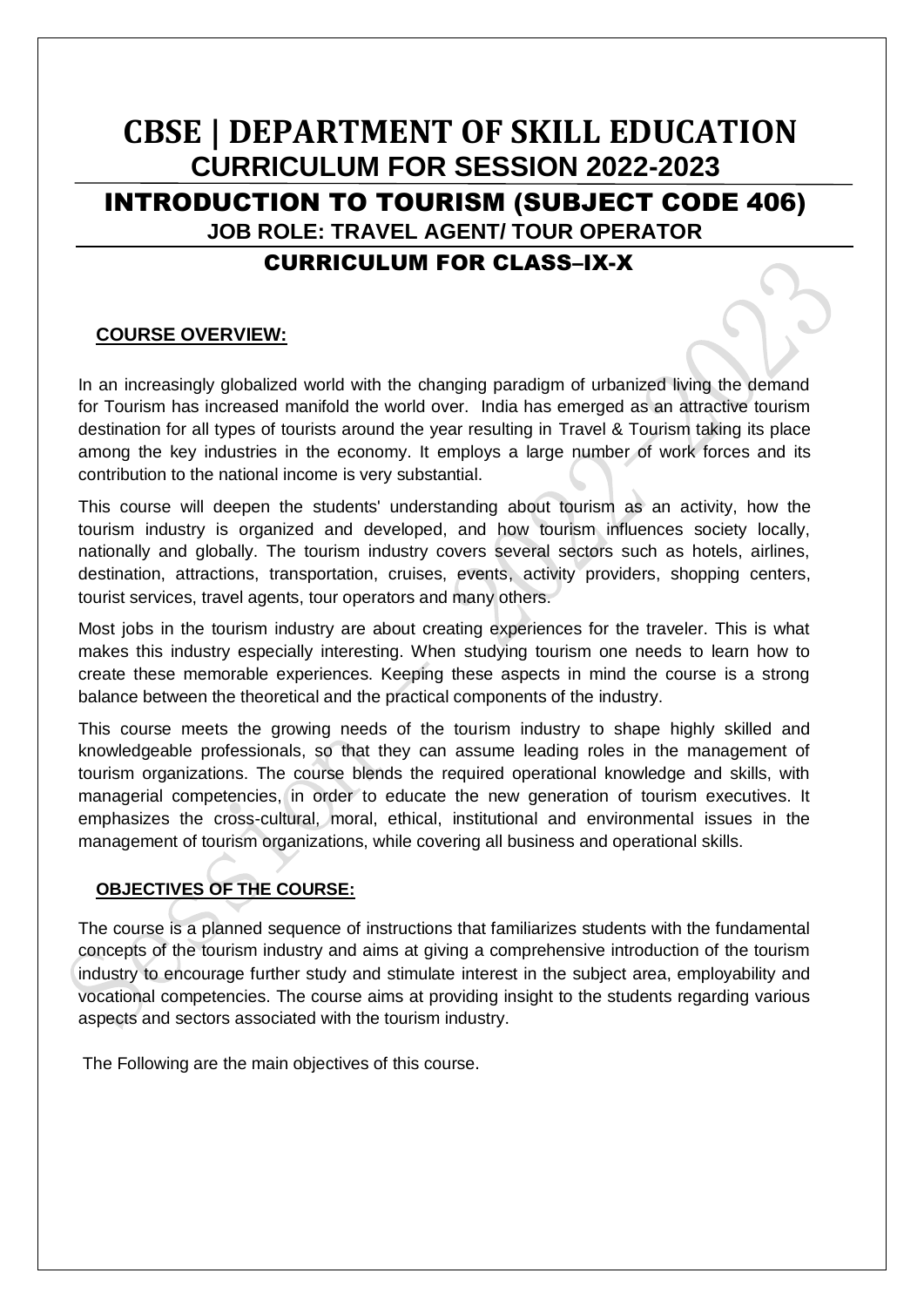# CBSE | DEPARTMENT OF SKILL EDUCATION

## CURRICULUM FOR SESSION 2022-2023

## INTRODUCTION TO TOURISM (SUBJECT CODE 406)

### JOB ROLE: TRAVEL AGENT/ TOUR OPERATOR

## CURRICULUM FOR CLASS–IX-X

**COURSE OVERVIEW:**

In an increasingly globalized world with the changing paradigm of urbanized living the demand for Tourism has increased manifold the world over. India has emerged as an attractive tourism destination for all types of tourists around the year resulting in Travel & Tourism taking its place among the key industries in the economy. It employs a large number of work forces and its contribution to the national income is very substantial.

This course will deepen the students' understanding about tourism as an activity, how the tourism industry is organized and developed, and how tourism influences society locally, nationally and globally. The tourism industry covers several sectors such as hotels, airlines, destination, attractions, transportation, cruises, events, activity providers, shopping centers, tourist services, travel agents, tour operators and many others.

Most jobs in the tourism industry are about creating experiences for the traveler. This is what makes this industry especially interesting. When studying tourism one needs to learn how to create these memorable experiences. Keeping these aspects in mind the course is a strong balance between the theoretical and the practical components of the industry.

This course meets the growing needs of the tourism industry to shape highly skilled and knowledgeable professionals, so that they can assume leading roles in the management of tourism organizations. The course blends the required operational knowledge and skills, with managerial competencies, in order to educate the new generation of tourism executives. It emphasizes the cross-cultural, moral, ethical, institutional and environmental issues in the management of tourism organizations, while covering all business and operational skills.

**OBJECTIVES OF THE COURSE:**

The course is a planned sequence of instructions that familiarizes students with the fundamental concepts of the tourism industry and aims at giving a comprehensive introduction of the tourism industry to encourage further study and stimulate interest in the subject area, employability and vocational competencies. The course aims at providing insight to the students regarding various aspects and sectors associated with the tourism industry.

The Following are the main objectives of this course.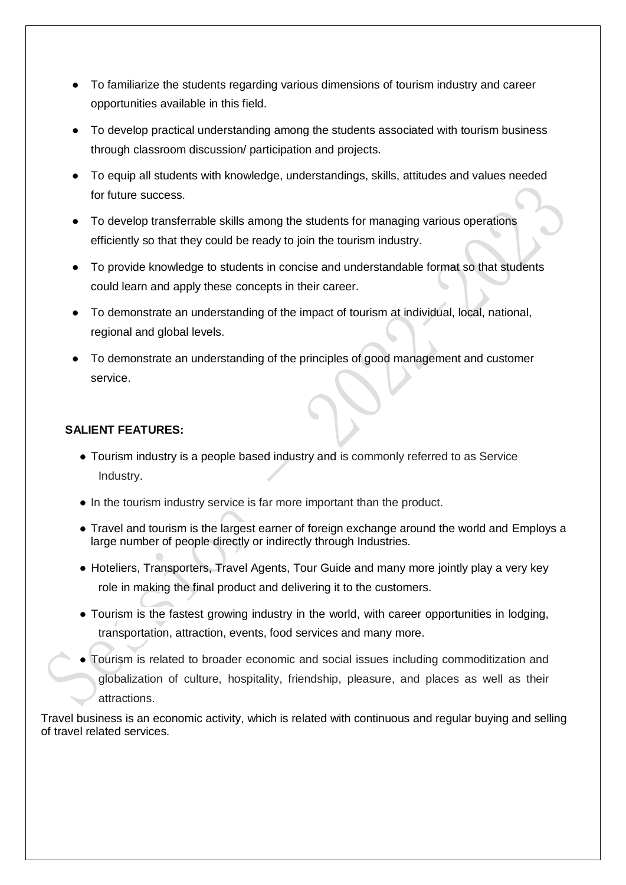- To familiarize the students regarding various dimensions of tourism industry and career opportunities available in this field.
- To develop practical understanding among the students associated with tourism business through classroom discussion/ participation and projects.
- To equip all students with knowledge, understandings, skills, attitudes and values needed for future success.
- To develop transferrable skills among the students for managing various operations efficiently so that they could be ready to join the tourism industry.
- To provide knowledge to students in concise and understandable format so that students could learn and apply these concepts in their career.
- To demonstrate an understanding of the impact of tourism at individual, local, national, regional and global levels.
- To demonstrate an understanding of the principles of good management and customer service.

**SALIENT FEATURES:**

- Tourism industry is a people based industry and is commonly referred to as Service Industry.
- In the tourism industry service is far more important than the product.
- Travel and tourism is the largest earner of foreign exchange around the world and Employs a large number of people directly or indirectly through Industries.
- Hoteliers, Transporters, Travel Agents, Tour Guide and many more jointly play a very key role in making the final product and delivering it to the customers.
- Tourism is the fastest growing industry in the world, with career opportunities in lodging, transportation, attraction, events, food services and many more.
- Tourism is related to broader economic and social issues including commoditization and globalization of culture, hospitality, friendship, pleasure, and places as well as their attractions.

Travel business is an economic activity, which is related with continuous and regular buying and selling of travel related services.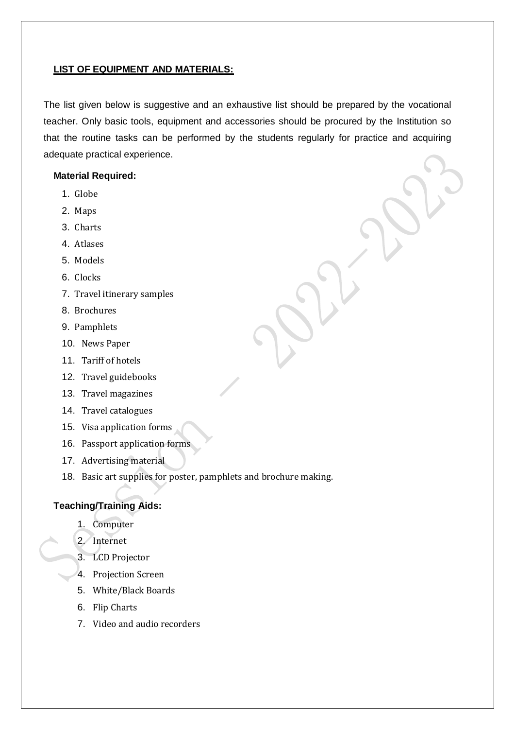## LIST OF EQUIPMENT AND MATERIALS:

The list given below is suggestive and an exhaustive list should be prepared by the vocational teacher. Only basic tools, equipment and accessories should be procured by the Institution so that the routine tasks can be performed by the students regularly for practice and acquiring adequate practical experience.

### Material Required:

1. Globe
2. Maps
3. Charts
4. Atlases
5. Models
6. Clocks
7. Travel itinerary samples
8. Brochures
9. Pamphlets
10. News Paper
11. Tariff of hotels
12. Travel guidebooks
13. Travel magazines
14. Travel catalogues
15. Visa application forms
16. Passport application forms
17. Advertising material
18. Basic art supplies for poster, pamphlets and brochure making.

### Teaching/Training Aids:

1. Computer
2. Internet
3. LCD Projector
4. Projection Screen
5. White/Black Boards
6. Flip Charts
7. Video and audio recorders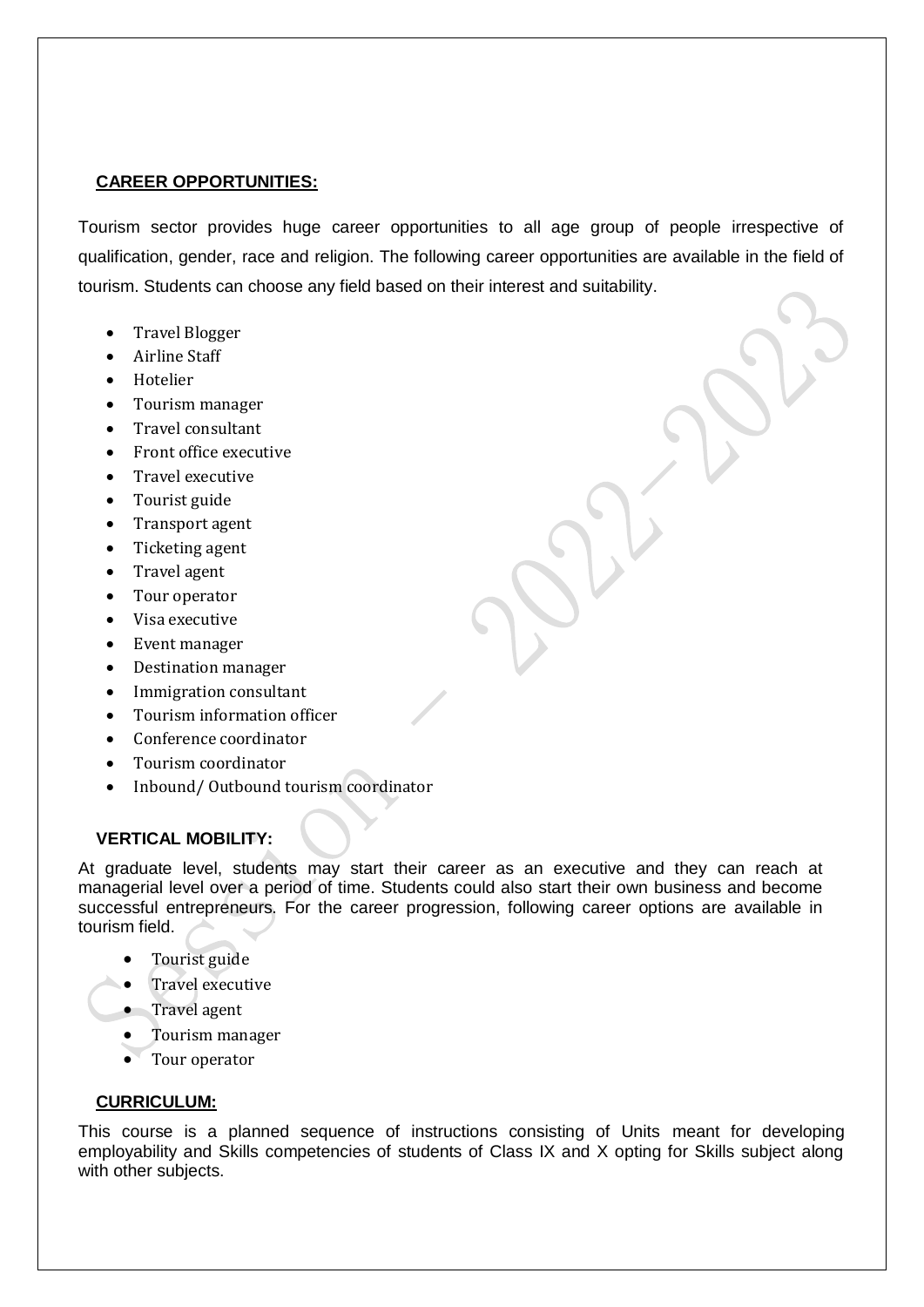## CAREER OPPORTUNITIES:

Tourism sector provides huge career opportunities to all age group of people irrespective of qualification, gender, race and religion. The following career opportunities are available in the field of tourism. Students can choose any field based on their interest and suitability.

- Travel Blogger
- Airline Staff
- Hotelier
- Tourism manager
- Travel consultant
- Front office executive
- Travel executive
- Tourist guide
- Transport agent
- Ticketing agent
- Travel agent
- Tour operator
- Visa executive
- Event manager
- Destination manager
- Immigration consultant
- Tourism information officer
- Conference coordinator
- Tourism coordinator
- Inbound/ Outbound tourism coordinator

## VERTICAL MOBILITY:

At graduate level, students may start their career as an executive and they can reach at managerial level over a period of time. Students could also start their own business and become successful entrepreneurs. For the career progression, following career options are available in tourism field.

- Tourist guide
- Travel executive
- Travel agent
- Tourism manager
- Tour operator

## CURRICULUM:

This course is a planned sequence of instructions consisting of Units meant for developing employability and Skills competencies of students of Class IX and X opting for Skills subject along with other subjects.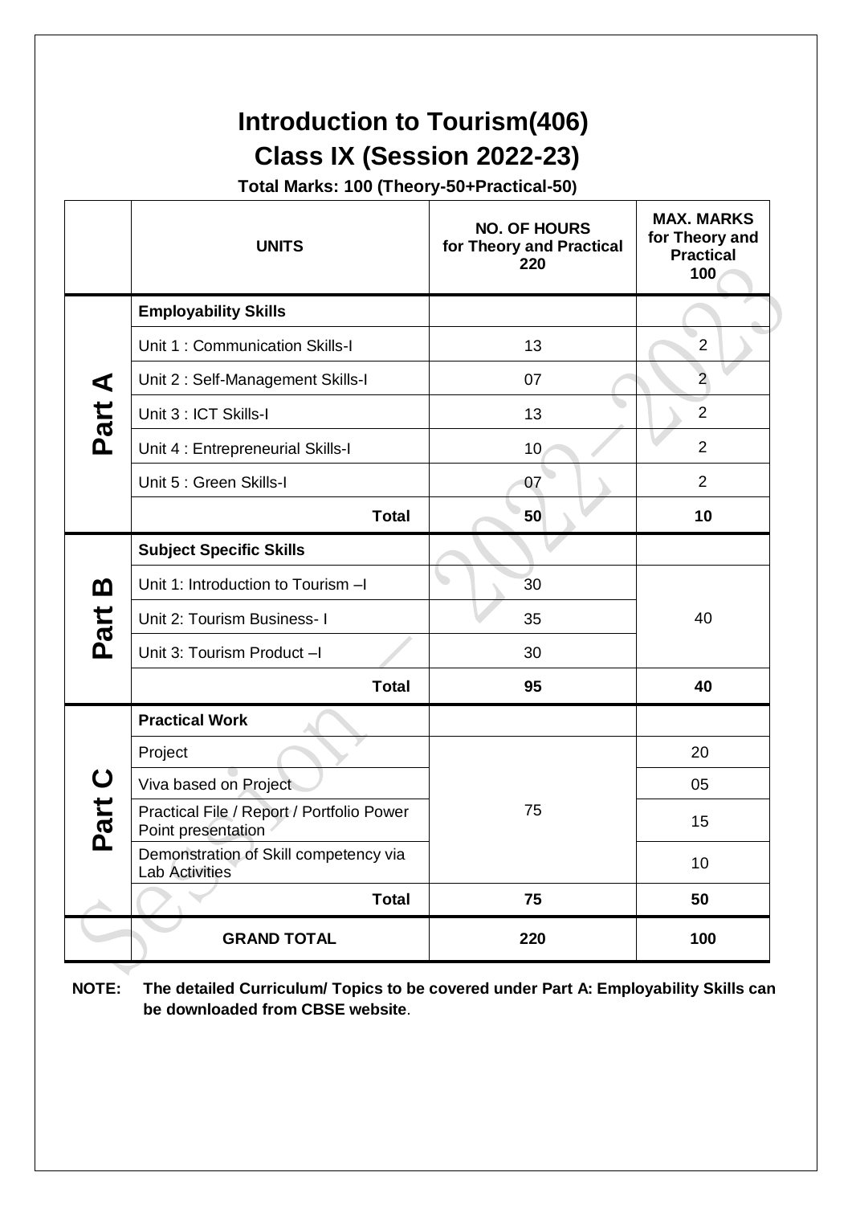# Introduction to Tourism(406)

## Class IX (Session 2022-23)

**Total Marks: 100 (Theory-50+Practical-50)**

| | UNITS | NO. OF HOURS for Theory and Practical 220 | MAX. MARKS for Theory and Practical 100 |
|---|---|---|---|
| Part A | **Employability Skills** | | |
| | Unit 1 : Communication Skills-I | 13 | 2 |
| | Unit 2 : Self-Management Skills-I | 07 | 2 |
| | Unit 3 : ICT Skills-I | 13 | 2 |
| | Unit 4 : Entrepreneurial Skills-I | 10 | 2 |
| | Unit 5 : Green Skills-I | 07 | 2 |
| | **Total** | **50** | **10** |
| Part B | **Subject Specific Skills** | | |
| | Unit 1: Introduction to Tourism –I | 30 | 40 |
| | Unit 2: Tourism Business- I | 35 | |
| | Unit 3: Tourism Product –I | 30 | |
| | **Total** | **95** | **40** |
| Part C | **Practical Work** | | |
| | Project | 75 | 20 |
| | Viva based on Project | | 05 |
| | Practical File / Report / Portfolio Power Point presentation | | 15 |
| | Demonstration of Skill competency via Lab Activities | | 10 |
| | **Total** | **75** | **50** |
| | **GRAND TOTAL** | **220** | **100** |

**NOTE: The detailed Curriculum/ Topics to be covered under Part A: Employability Skills can be downloaded from CBSE website**.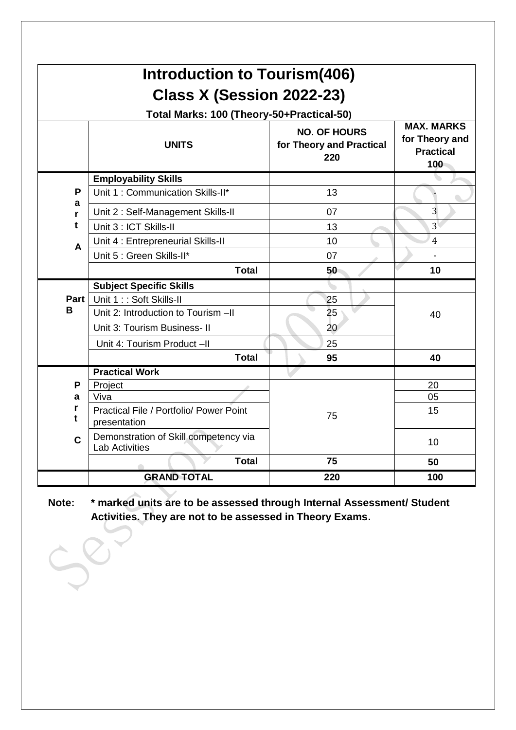# Introduction to Tourism(406)

## Class X (Session 2022-23)

**Total Marks: 100 (Theory-50+Practical-50)**

| | UNITS | NO. OF HOURS for Theory and Practical 220 | MAX. MARKS for Theory and Practical 100 |
|---|---|---|---|
| Part A | **Employability Skills** | | |
| | Unit 1 : Communication Skills-II* | 13 | - |
| | Unit 2 : Self-Management Skills-II | 07 | 3 |
| | Unit 3 : ICT Skills-II | 13 | 3 |
| | Unit 4 : Entrepreneurial Skills-II | 10 | 4 |
| | Unit 5 : Green Skills-II* | 07 | - |
| | **Total** | **50** | **10** |
| Part B | **Subject Specific Skills** | | |
| | Unit 1 : : Soft Skills-II | 25 | 40 |
| | Unit 2: Introduction to Tourism –II | 25 | |
| | Unit 3: Tourism Business- II | 20 | |
| | Unit 4: Tourism Product –II | 25 | |
| | **Total** | **95** | **40** |
| Part C | **Practical Work** | | |
| | Project | 75 | 20 |
| | Viva | | 05 |
| | Practical File / Portfolio/ Power Point presentation | | 15 |
| | Demonstration of Skill competency via Lab Activities | | 10 |
| | **Total** | **75** | **50** |
| | **GRAND TOTAL** | **220** | **100** |

**Note:** **\* marked units are to be assessed through Internal Assessment/ Student Activities. They are not to be assessed in Theory Exams.**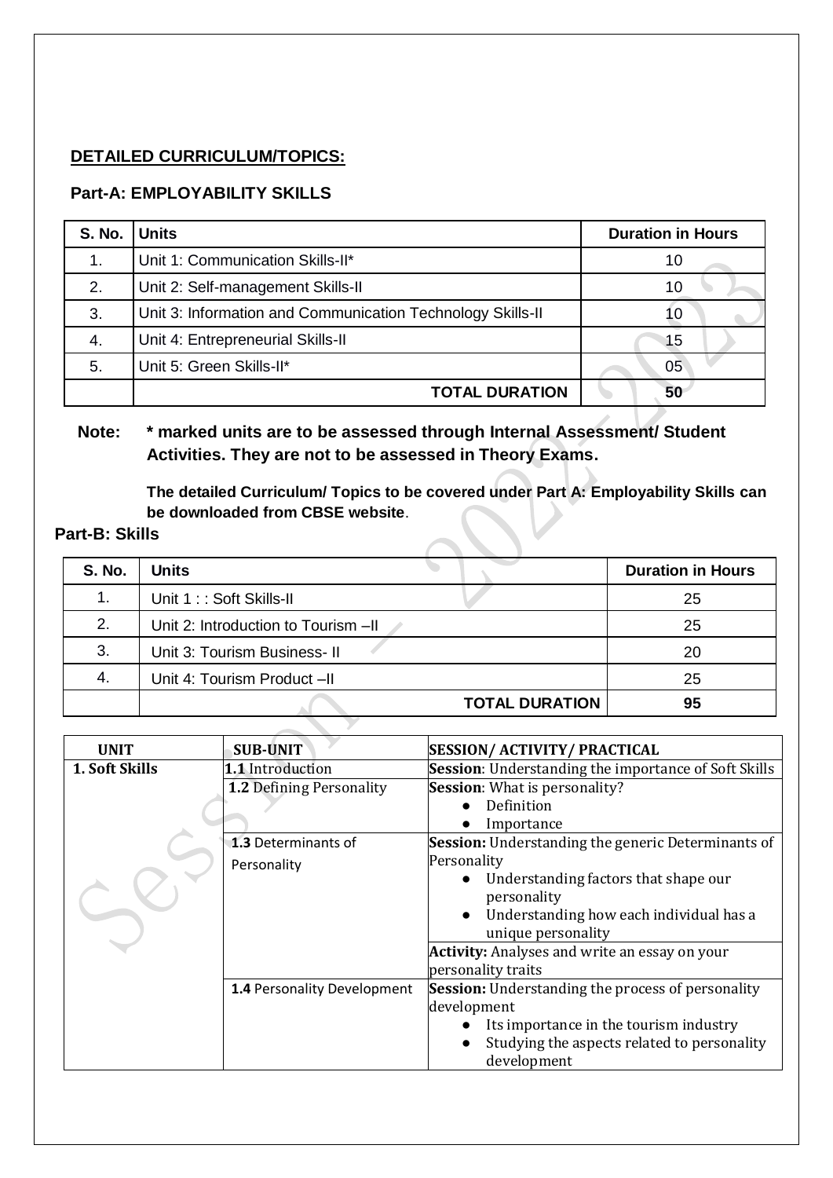**<u>DETAILED CURRICULUM/TOPICS:</u>**

## Part-A: EMPLOYABILITY SKILLS

| S. No. | Units | Duration in Hours |
|---|---|---|
| 1. | Unit 1: Communication Skills-II* | 10 |
| 2. | Unit 2: Self-management Skills-II | 10 |
| 3. | Unit 3: Information and Communication Technology Skills-II | 10 |
| 4. | Unit 4: Entrepreneurial Skills-II | 15 |
| 5. | Unit 5: Green Skills-II* | 05 |
| | **TOTAL DURATION** | **50** |

**Note: * marked units are to be assessed through Internal Assessment/ Student Activities. They are not to be assessed in Theory Exams.**

**The detailed Curriculum/ Topics to be covered under Part A: Employability Skills can be downloaded from CBSE website**.

## Part-B: Skills

| S. No. | Units | Duration in Hours |
|---|---|---|
| 1. | Unit 1 : : Soft Skills-II | 25 |
| 2. | Unit 2: Introduction to Tourism –II | 25 |
| 3. | Unit 3: Tourism Business- II | 20 |
| 4. | Unit 4: Tourism Product –II | 25 |
| | **TOTAL DURATION** | **95** |

| UNIT | SUB-UNIT | SESSION/ ACTIVITY/ PRACTICAL |
|---|---|---|
| **1. Soft Skills** | **1.1** Introduction | **Session**: Understanding the importance of Soft Skills |
| | **1.2** Defining Personality | **Session**: What is personality?<br>● Definition<br>● Importance |
| | **1.3** Determinants of Personality | **Session:** Understanding the generic Determinants of Personality<br>● Understanding factors that shape our personality<br>● Understanding how each individual has a unique personality |
| | | **Activity:** Analyses and write an essay on your personality traits |
| | **1.4** Personality Development | **Session:** Understanding the process of personality development<br>● Its importance in the tourism industry<br>● Studying the aspects related to personality development |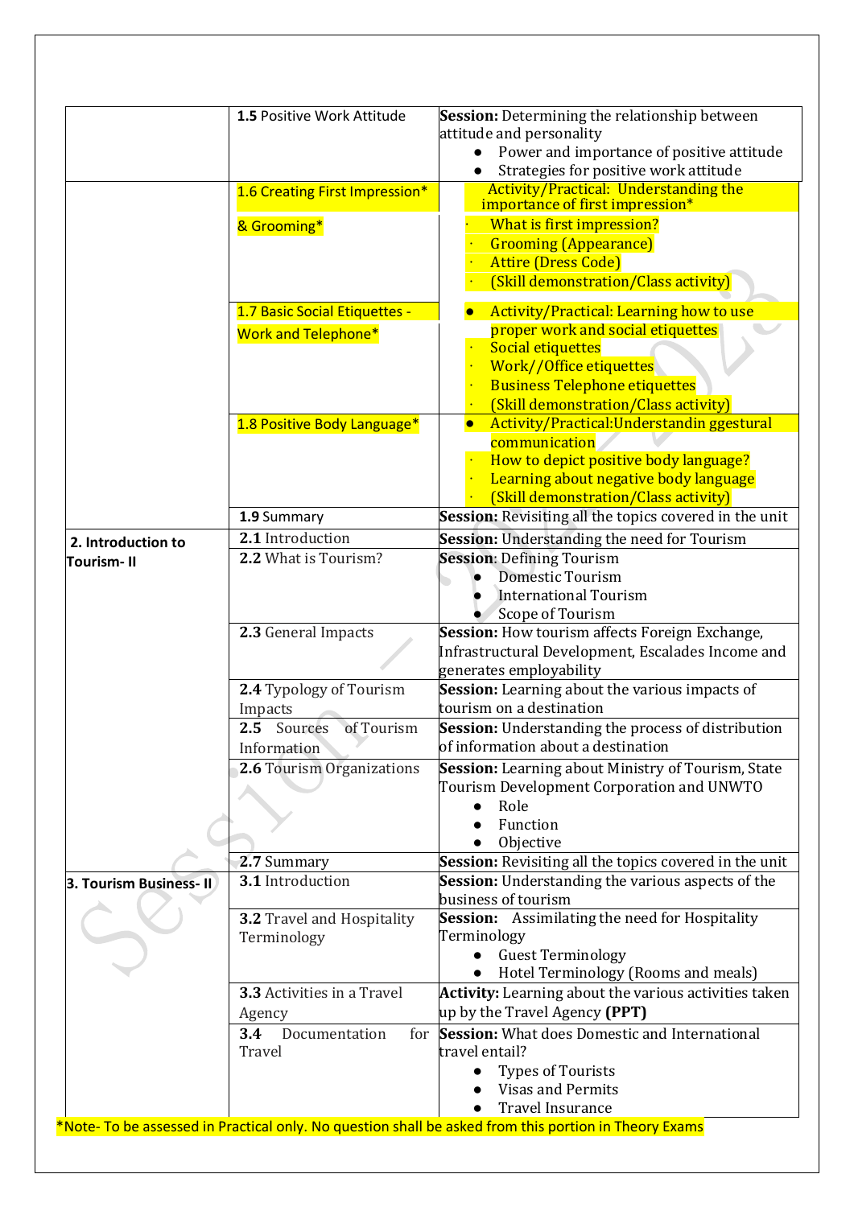| | | |
|---|---|---|
| | **1.5** Positive Work Attitude | **Session:** Determining the relationship between attitude and personality<br>● Power and importance of positive attitude<br>● Strategies for positive work attitude |
| | 1.6 Creating First Impression* & Grooming* | Activity/Practical: Understanding the importance of first impression*<br>· What is first impression?<br>· Grooming (Appearance)<br>· Attire (Dress Code)<br>· (Skill demonstration/Class activity) |
| | 1.7 Basic Social Etiquettes - Work and Telephone* | ● Activity/Practical: Learning how to use proper work and social etiquettes<br>· Social etiquettes<br>· Work//Office etiquettes<br>· Business Telephone etiquettes<br>· (Skill demonstration/Class activity) |
| | 1.8 Positive Body Language* | ● Activity/Practical:Understandin ggestural communication<br>· How to depict positive body language?<br>· Learning about negative body language<br>· (Skill demonstration/Class activity) |
| | **1.9** Summary | **Session:** Revisiting all the topics covered in the unit |
| **2. Introduction to Tourism- II** | **2.1** Introduction | **Session:** Understanding the need for Tourism |
| | **2.2** What is Tourism? | **Session**: Defining Tourism<br>● Domestic Tourism<br>● International Tourism<br>● Scope of Tourism |
| | **2.3** General Impacts | **Session:** How tourism affects Foreign Exchange, Infrastructural Development, Escalades Income and generates employability |
| | **2.4** Typology of Tourism Impacts | **Session:** Learning about the various impacts of tourism on a destination |
| | **2.5** Sources of Tourism Information | **Session:** Understanding the process of distribution of information about a destination |
| | **2.6** Tourism Organizations | **Session:** Learning about Ministry of Tourism, State Tourism Development Corporation and UNWTO<br>● Role<br>● Function<br>● Objective |
| | **2.7** Summary | **Session:** Revisiting all the topics covered in the unit |
| **3. Tourism Business- II** | **3.1** Introduction | **Session:** Understanding the various aspects of the business of tourism |
| | **3.2** Travel and Hospitality Terminology | **Session:** Assimilating the need for Hospitality Terminology<br>● Guest Terminology<br>● Hotel Terminology (Rooms and meals) |
| | **3.3** Activities in a Travel Agency | **Activity:** Learning about the various activities taken up by the Travel Agency **(PPT)** |
| | **3.4** Documentation for Travel | **Session:** What does Domestic and International travel entail?<br>● Types of Tourists<br>● Visas and Permits<br>● Travel Insurance |

*Note- To be assessed in Practical only. No question shall be asked from this portion in Theory Exams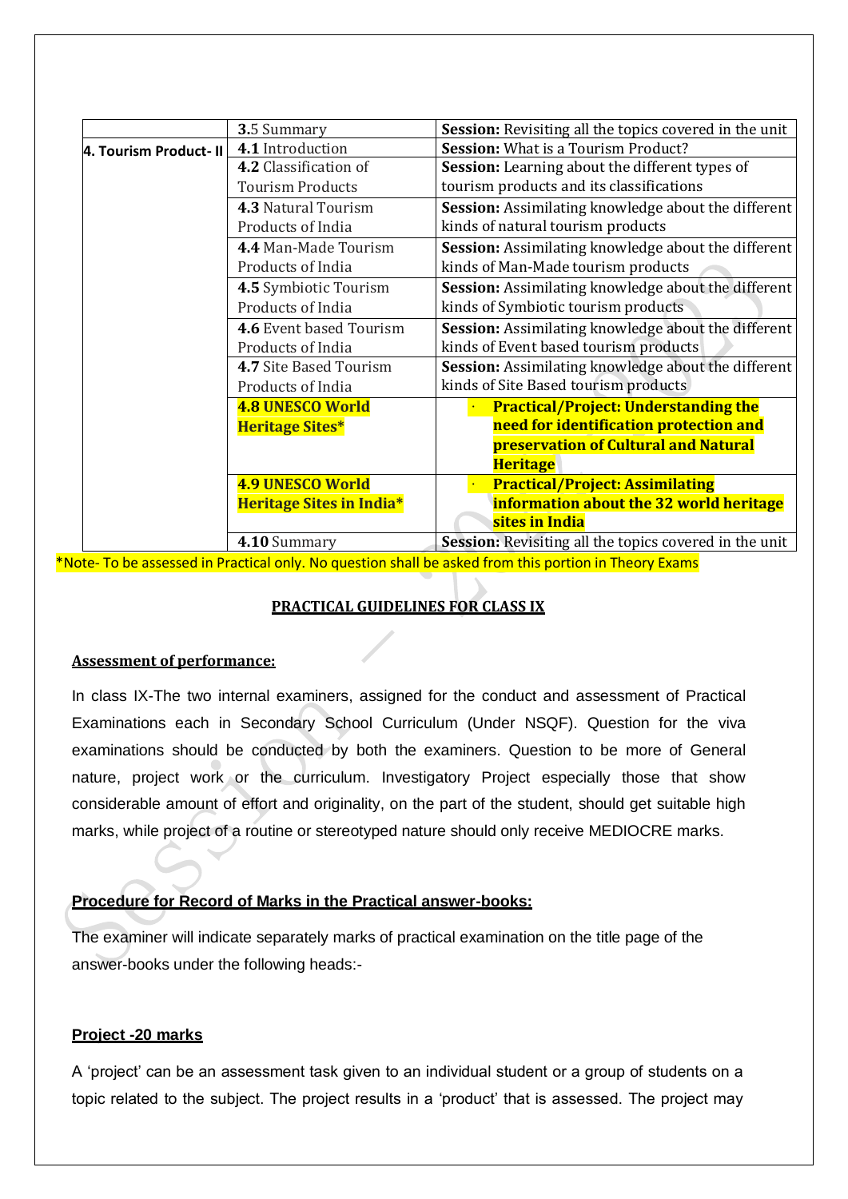| | | |
|---|---|---|
| | **3.**5 Summary | **Session:** Revisiting all the topics covered in the unit |
| **4. Tourism Product- II** | **4.1** Introduction | **Session:** What is a Tourism Product? |
| | **4.2** Classification of Tourism Products | **Session:** Learning about the different types of tourism products and its classifications |
| | **4.3** Natural Tourism Products of India | **Session:** Assimilating knowledge about the different kinds of natural tourism products |
| | **4.4** Man-Made Tourism Products of India | **Session:** Assimilating knowledge about the different kinds of Man-Made tourism products |
| | **4.5** Symbiotic Tourism Products of India | **Session:** Assimilating knowledge about the different kinds of Symbiotic tourism products |
| | **4.6** Event based Tourism Products of India | **Session:** Assimilating knowledge about the different kinds of Event based tourism products |
| | **4.7** Site Based Tourism Products of India | **Session:** Assimilating knowledge about the different kinds of Site Based tourism products |
| | **4.8 UNESCO World Heritage Sites*** | · **Practical/Project: Understanding the need for identification protection and preservation of Cultural and Natural Heritage** |
| | **4.9 UNESCO World Heritage Sites in India*** | · **Practical/Project: Assimilating information about the 32 world heritage sites in India** |
| | **4.10** Summary | **Session:** Revisiting all the topics covered in the unit |

*Note- To be assessed in Practical only. No question shall be asked from this portion in Theory Exams

## PRACTICAL GUIDELINES FOR CLASS IX

**Assessment of performance:**

In class IX-The two internal examiners, assigned for the conduct and assessment of Practical Examinations each in Secondary School Curriculum (Under NSQF). Question for the viva examinations should be conducted by both the examiners. Question to be more of General nature, project work or the curriculum. Investigatory Project especially those that show considerable amount of effort and originality, on the part of the student, should get suitable high marks, while project of a routine or stereotyped nature should only receive MEDIOCRE marks.

**Procedure for Record of Marks in the Practical answer-books:**

The examiner will indicate separately marks of practical examination on the title page of the answer-books under the following heads:-

**Project -20 marks**

A 'project' can be an assessment task given to an individual student or a group of students on a topic related to the subject. The project results in a 'product' that is assessed. The project may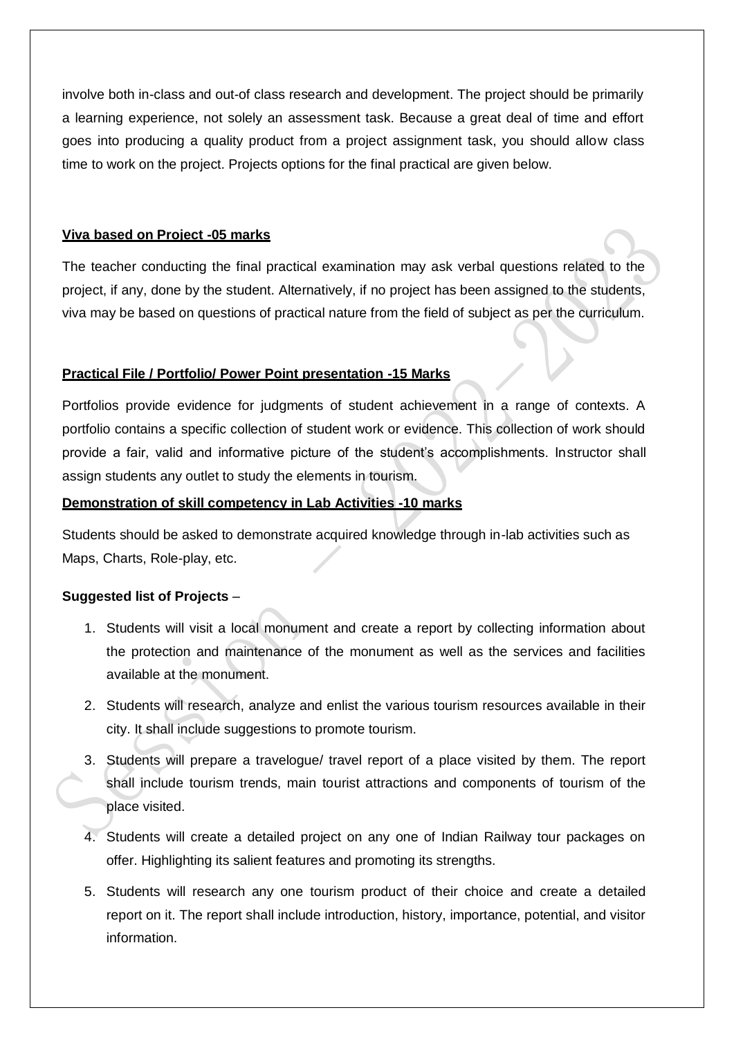involve both in-class and out-of class research and development. The project should be primarily a learning experience, not solely an assessment task. Because a great deal of time and effort goes into producing a quality product from a project assignment task, you should allow class time to work on the project. Projects options for the final practical are given below.

**Viva based on Project -05 marks**

The teacher conducting the final practical examination may ask verbal questions related to the project, if any, done by the student. Alternatively, if no project has been assigned to the students, viva may be based on questions of practical nature from the field of subject as per the curriculum.

**Practical File / Portfolio/ Power Point presentation -15 Marks**

Portfolios provide evidence for judgments of student achievement in a range of contexts. A portfolio contains a specific collection of student work or evidence. This collection of work should provide a fair, valid and informative picture of the student's accomplishments. Instructor shall assign students any outlet to study the elements in tourism.

**Demonstration of skill competency in Lab Activities -10 marks**

Students should be asked to demonstrate acquired knowledge through in-lab activities such as Maps, Charts, Role-play, etc.

**Suggested list of Projects** –

1. Students will visit a local monument and create a report by collecting information about the protection and maintenance of the monument as well as the services and facilities available at the monument.
2. Students will research, analyze and enlist the various tourism resources available in their city. It shall include suggestions to promote tourism.
3. Students will prepare a travelogue/ travel report of a place visited by them. The report shall include tourism trends, main tourist attractions and components of tourism of the place visited.
4. Students will create a detailed project on any one of Indian Railway tour packages on offer. Highlighting its salient features and promoting its strengths.
5. Students will research any one tourism product of their choice and create a detailed report on it. The report shall include introduction, history, importance, potential, and visitor information.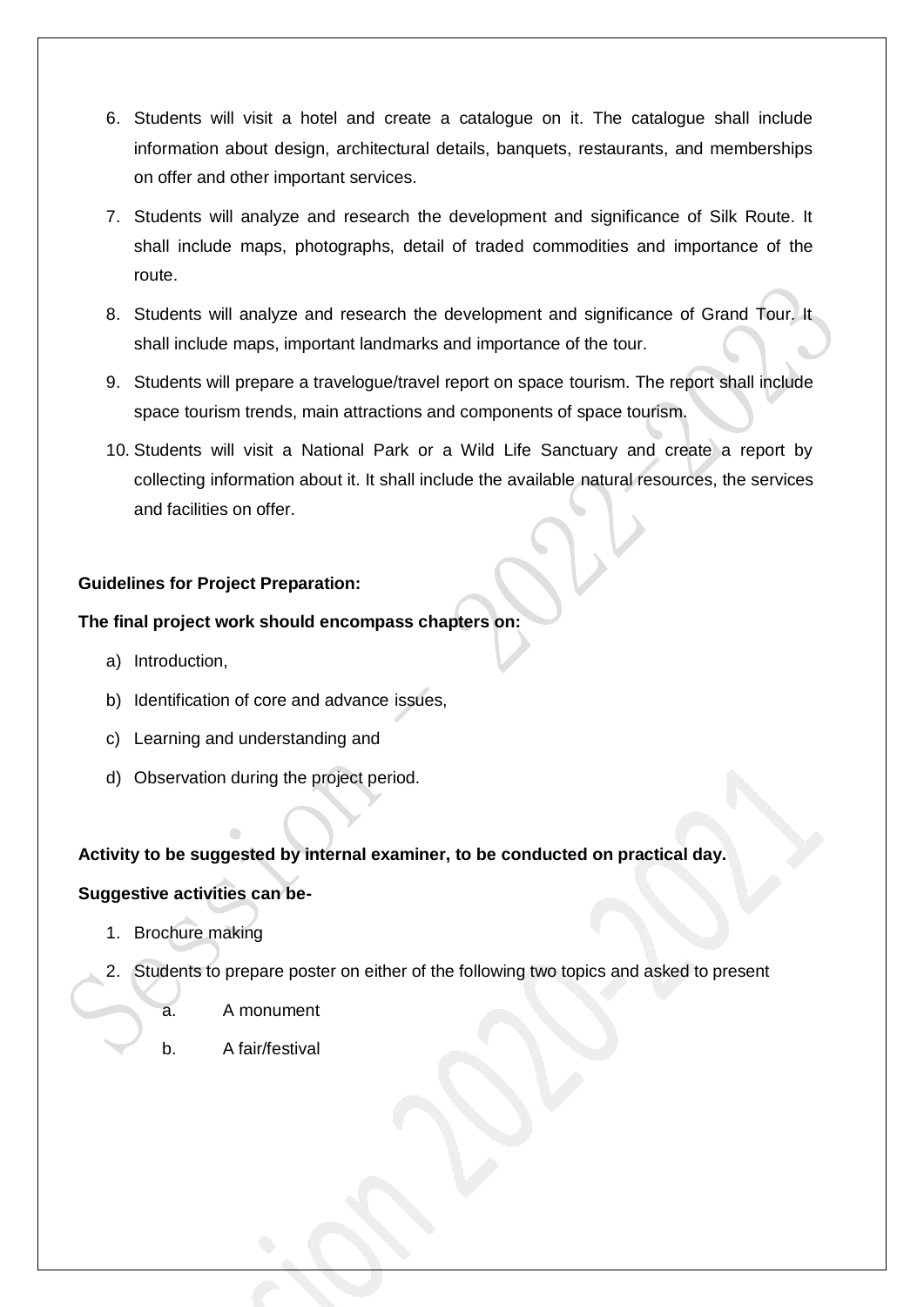6. Students will visit a hotel and create a catalogue on it. The catalogue shall include information about design, architectural details, banquets, restaurants, and memberships on offer and other important services.
7. Students will analyze and research the development and significance of Silk Route. It shall include maps, photographs, detail of traded commodities and importance of the route.
8. Students will analyze and research the development and significance of Grand Tour. It shall include maps, important landmarks and importance of the tour.
9. Students will prepare a travelogue/travel report on space tourism. The report shall include space tourism trends, main attractions and components of space tourism.
10. Students will visit a National Park or a Wild Life Sanctuary and create a report by collecting information about it. It shall include the available natural resources, the services and facilities on offer.

**Guidelines for Project Preparation:**

**The final project work should encompass chapters on:**

a) Introduction,
b) Identification of core and advance issues,
c) Learning and understanding and
d) Observation during the project period.

**Activity to be suggested by internal examiner, to be conducted on practical day.**

**Suggestive activities can be-**

1. Brochure making
2. Students to prepare poster on either of the following two topics and asked to present
   a. A monument
   b. A fair/festival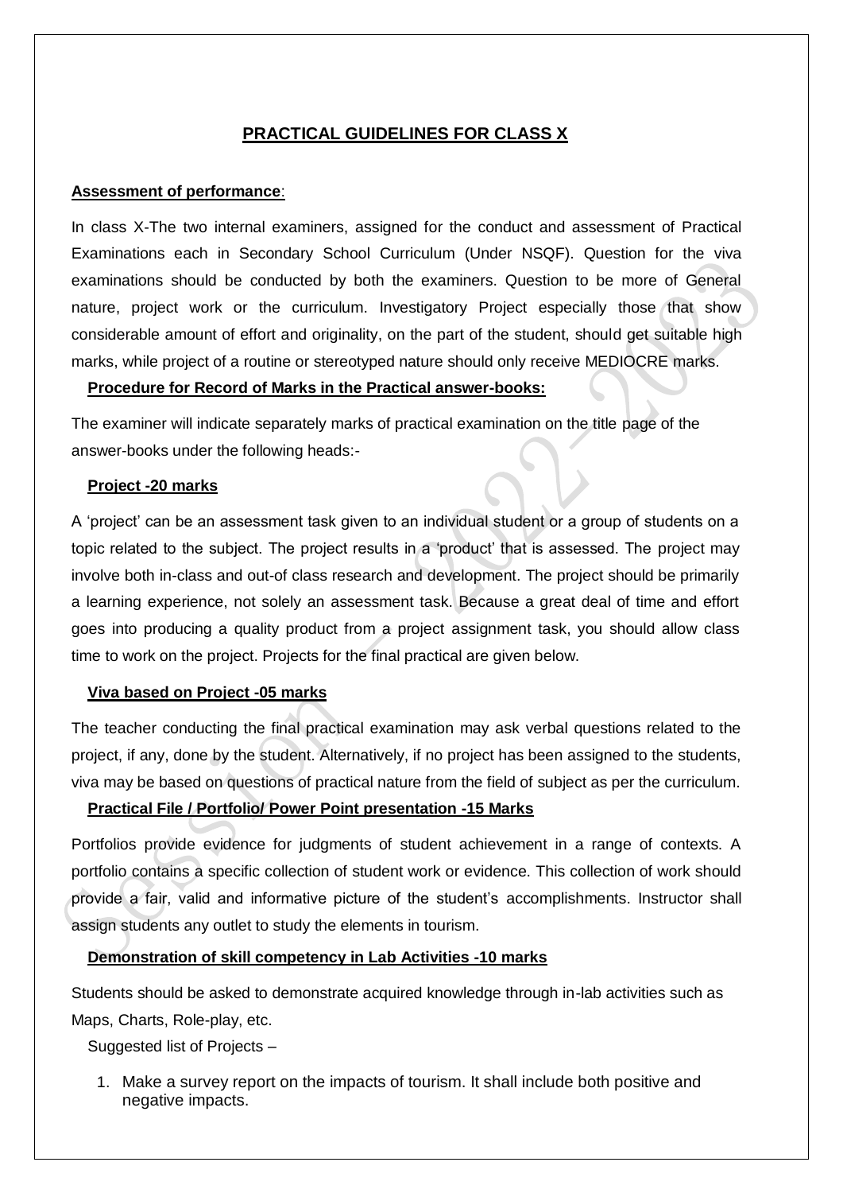## PRACTICAL GUIDELINES FOR CLASS X

**Assessment of performance**:

In class X-The two internal examiners, assigned for the conduct and assessment of Practical Examinations each in Secondary School Curriculum (Under NSQF). Question for the viva examinations should be conducted by both the examiners. Question to be more of General nature, project work or the curriculum. Investigatory Project especially those that show considerable amount of effort and originality, on the part of the student, should get suitable high marks, while project of a routine or stereotyped nature should only receive MEDIOCRE marks.

**Procedure for Record of Marks in the Practical answer-books:**

The examiner will indicate separately marks of practical examination on the title page of the answer-books under the following heads:-

**Project -20 marks**

A 'project' can be an assessment task given to an individual student or a group of students on a topic related to the subject. The project results in a 'product' that is assessed. The project may involve both in-class and out-of class research and development. The project should be primarily a learning experience, not solely an assessment task. Because a great deal of time and effort goes into producing a quality product from a project assignment task, you should allow class time to work on the project. Projects for the final practical are given below.

**Viva based on Project -05 marks**

The teacher conducting the final practical examination may ask verbal questions related to the project, if any, done by the student. Alternatively, if no project has been assigned to the students, viva may be based on questions of practical nature from the field of subject as per the curriculum.

**Practical File / Portfolio/ Power Point presentation -15 Marks**

Portfolios provide evidence for judgments of student achievement in a range of contexts. A portfolio contains a specific collection of student work or evidence. This collection of work should provide a fair, valid and informative picture of the student's accomplishments. Instructor shall assign students any outlet to study the elements in tourism.

**Demonstration of skill competency in Lab Activities -10 marks**

Students should be asked to demonstrate acquired knowledge through in-lab activities such as Maps, Charts, Role-play, etc.

Suggested list of Projects –

1. Make a survey report on the impacts of tourism. It shall include both positive and negative impacts.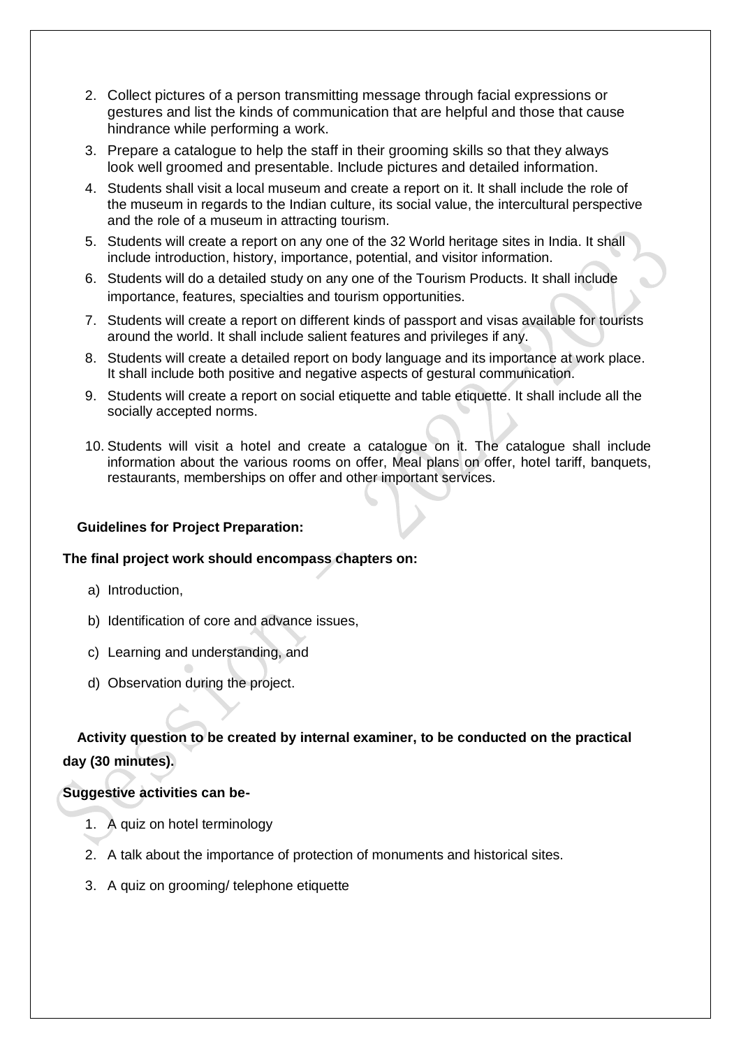2. Collect pictures of a person transmitting message through facial expressions or gestures and list the kinds of communication that are helpful and those that cause hindrance while performing a work.
3. Prepare a catalogue to help the staff in their grooming skills so that they always look well groomed and presentable. Include pictures and detailed information.
4. Students shall visit a local museum and create a report on it. It shall include the role of the museum in regards to the Indian culture, its social value, the intercultural perspective and the role of a museum in attracting tourism.
5. Students will create a report on any one of the 32 World heritage sites in India. It shall include introduction, history, importance, potential, and visitor information.
6. Students will do a detailed study on any one of the Tourism Products. It shall include importance, features, specialties and tourism opportunities.
7. Students will create a report on different kinds of passport and visas available for tourists around the world. It shall include salient features and privileges if any.
8. Students will create a detailed report on body language and its importance at work place. It shall include both positive and negative aspects of gestural communication.
9. Students will create a report on social etiquette and table etiquette. It shall include all the socially accepted norms.
10. Students will visit a hotel and create a catalogue on it. The catalogue shall include information about the various rooms on offer, Meal plans on offer, hotel tariff, banquets, restaurants, memberships on offer and other important services.

**Guidelines for Project Preparation:**

**The final project work should encompass chapters on:**

a) Introduction,
b) Identification of core and advance issues,
c) Learning and understanding, and
d) Observation during the project.

**Activity question to be created by internal examiner, to be conducted on the practical day (30 minutes).**

**Suggestive activities can be-**

1. A quiz on hotel terminology
2. A talk about the importance of protection of monuments and historical sites.
3. A quiz on grooming/ telephone etiquette